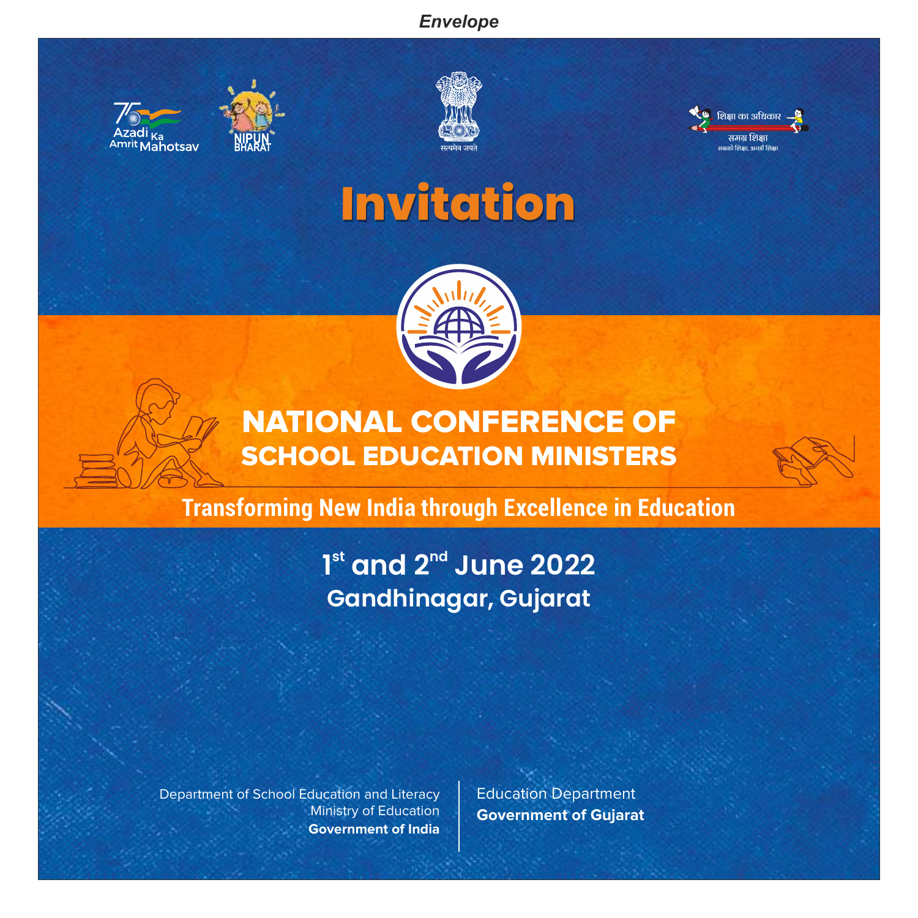*Envelope*

Azadi Ka Amrit Mahotsav

NIPUN BHARAT

सत्यमेव जयते

शिक्षा का अधिकार
समग्र शिक्षा
सबको शिक्षा, अच्छी शिक्षा

# Invitation

## NATIONAL CONFERENCE OF SCHOOL EDUCATION MINISTERS

**Transforming New India through Excellence in Education**

**1st and 2nd June 2022**
**Gandhinagar, Gujarat**

Department of School Education and Literacy
Ministry of Education
**Government of India**

Education Department
**Government of Gujarat**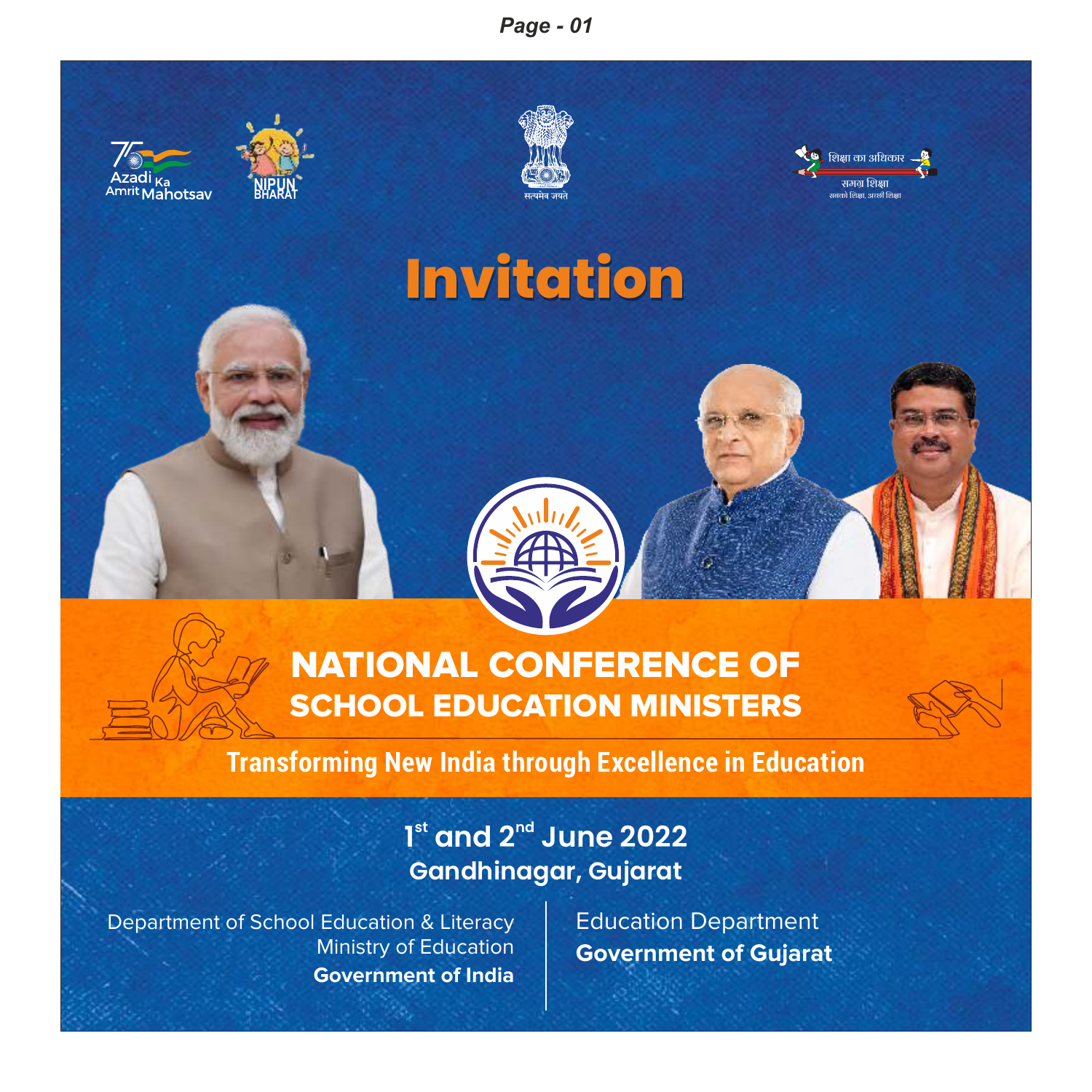# Invitation

## NATIONAL CONFERENCE OF SCHOOL EDUCATION MINISTERS

**Transforming New India through Excellence in Education**

**1st and 2nd June 2022**
**Gandhinagar, Gujarat**

Department of School Education & Literacy
Ministry of Education
**Government of India**

Education Department
**Government of Gujarat**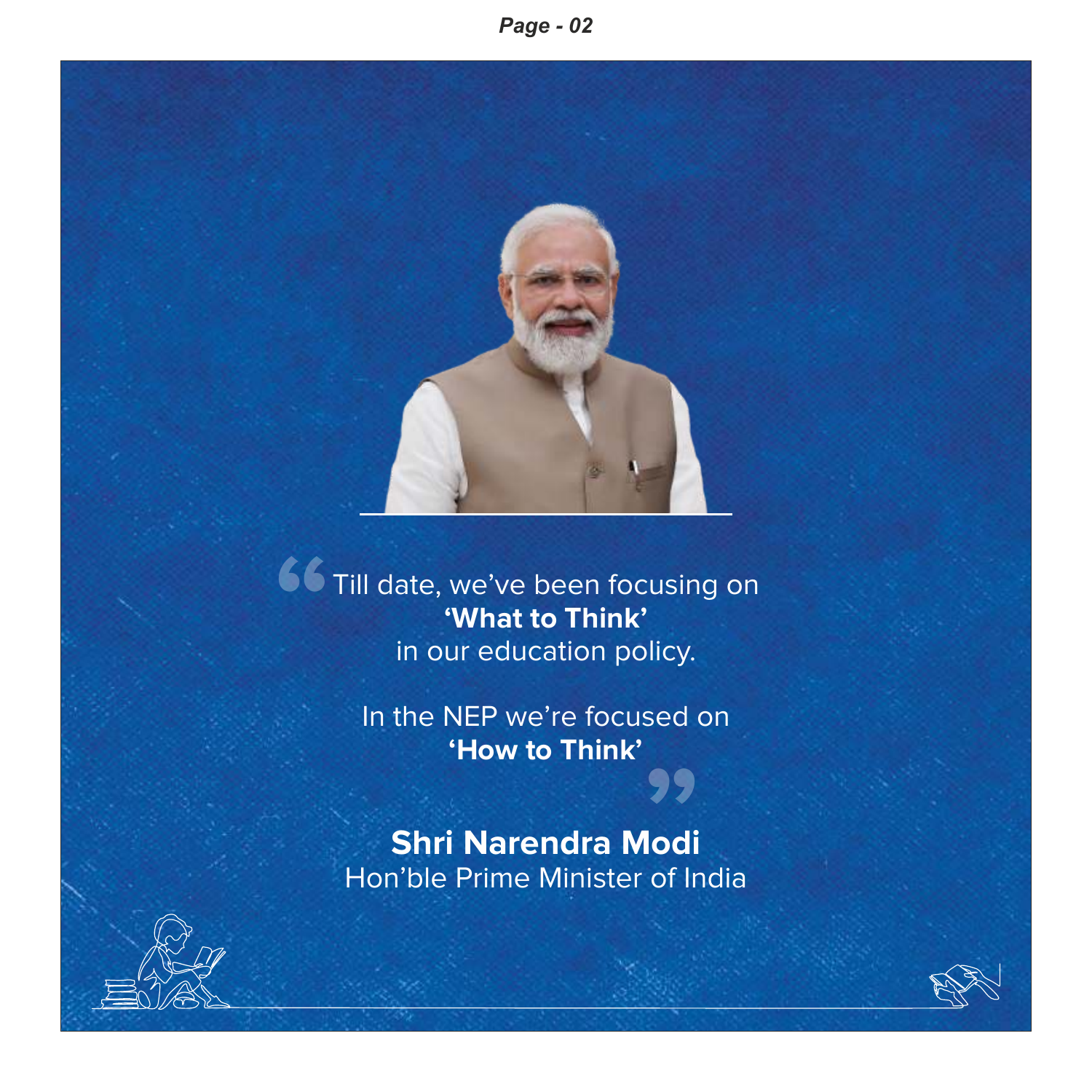> Till date, we've been focusing on
> **'What to Think'**
> in our education policy.
>
> In the NEP we're focused on
> **'How to Think'**

**Shri Narendra Modi**
Hon'ble Prime Minister of India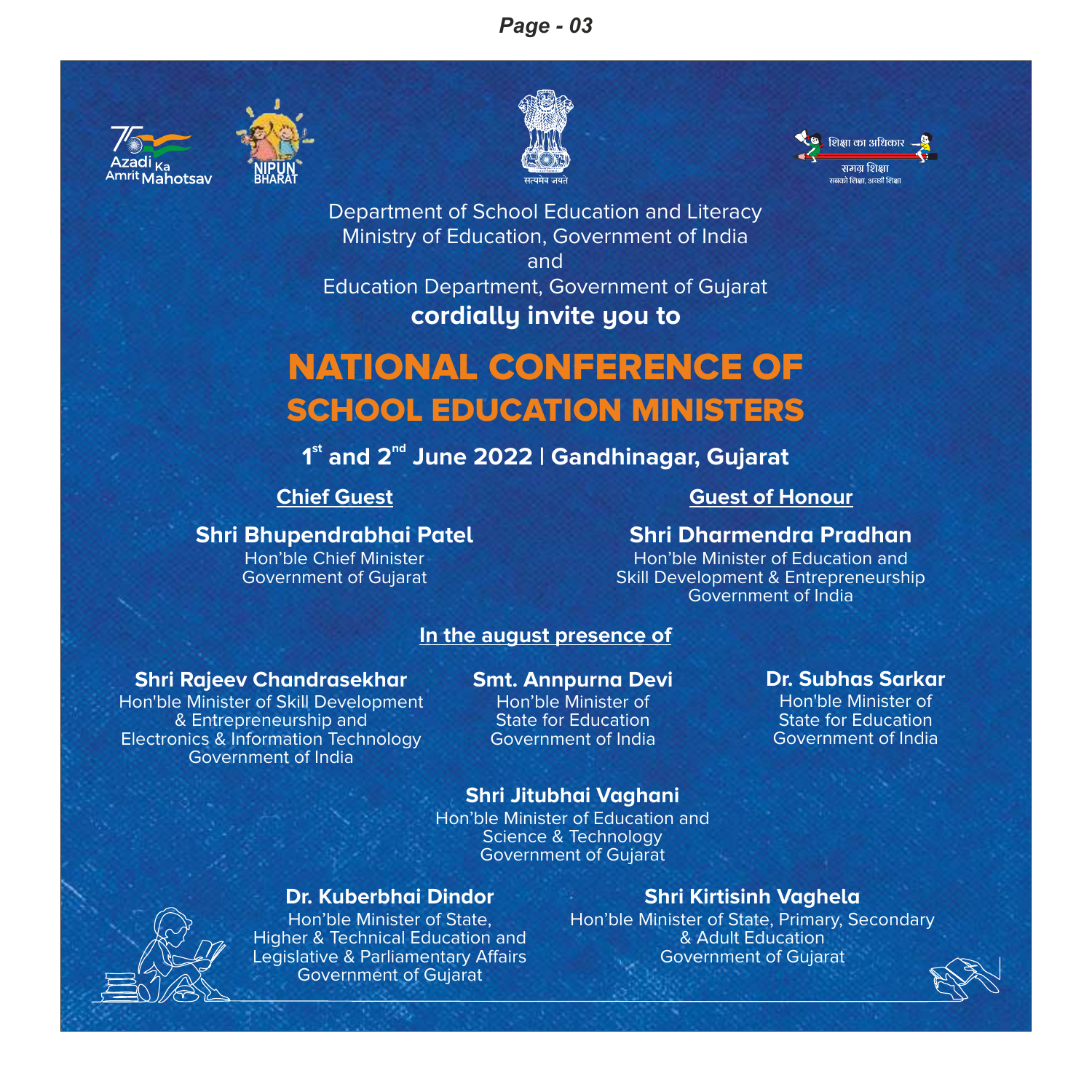Department of School Education and Literacy
Ministry of Education, Government of India
and
Education Department, Government of Gujarat

**cordially invite you to**

# NATIONAL CONFERENCE OF SCHOOL EDUCATION MINISTERS

**1st and 2nd June 2022 | Gandhinagar, Gujarat**

**Chief Guest**

**Shri Bhupendrabhai Patel**
Hon'ble Chief Minister
Government of Gujarat

**Guest of Honour**

**Shri Dharmendra Pradhan**
Hon'ble Minister of Education and
Skill Development & Entrepreneurship
Government of India

**In the august presence of**

**Shri Rajeev Chandrasekhar**
Hon'ble Minister of Skill Development
& Entrepreneurship and
Electronics & Information Technology
Government of India

**Smt. Annpurna Devi**
Hon'ble Minister of
State for Education
Government of India

**Dr. Subhas Sarkar**
Hon'ble Minister of
State for Education
Government of India

**Shri Jitubhai Vaghani**
Hon'ble Minister of Education and
Science & Technology
Government of Gujarat

**Dr. Kuberbhai Dindor**
Hon'ble Minister of State,
Higher & Technical Education and
Legislative & Parliamentary Affairs
Government of Gujarat

**Shri Kirtisinh Vaghela**
Hon'ble Minister of State, Primary, Secondary
& Adult Education
Government of Gujarat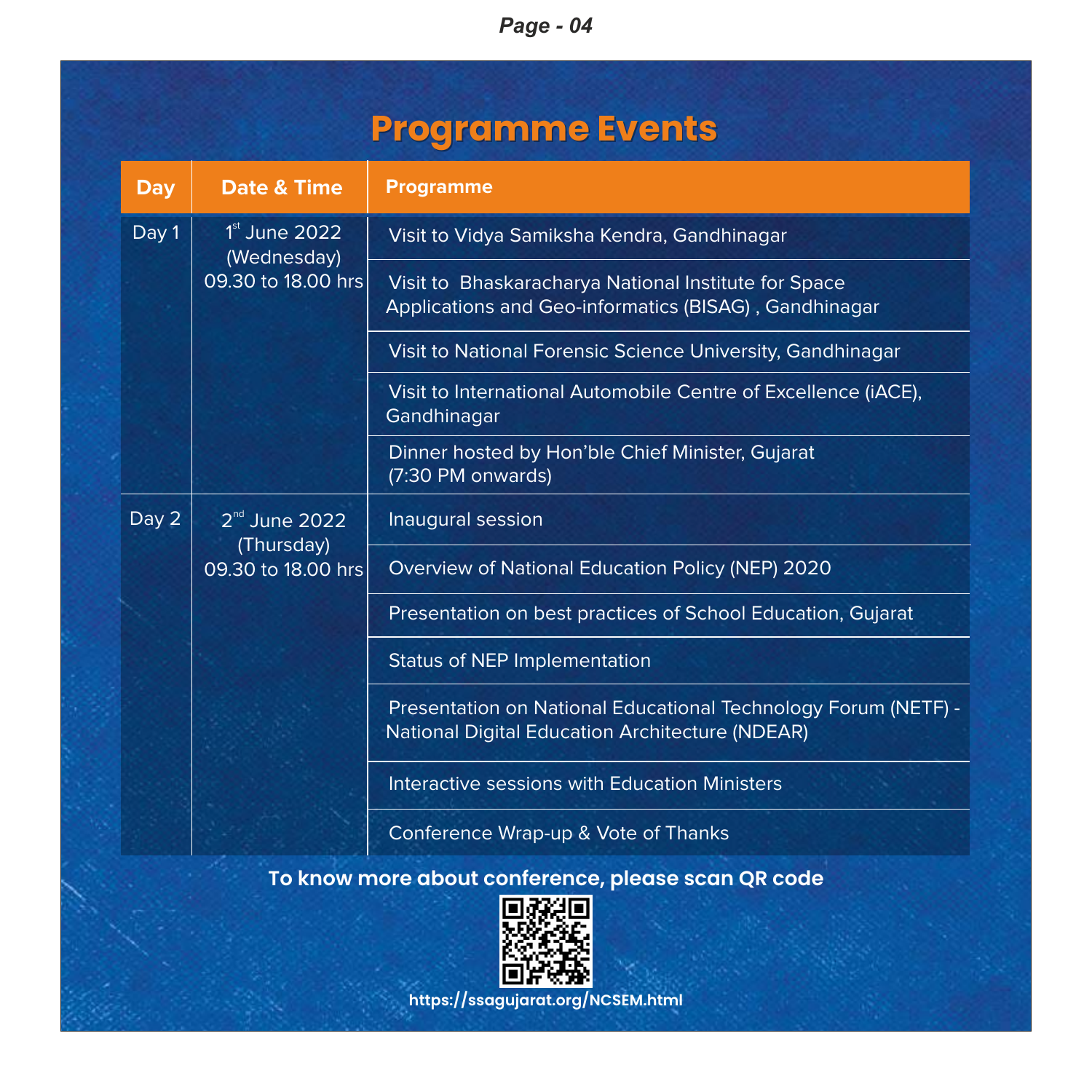# Programme Events

| Day | Date & Time | Programme |
|---|---|---|
| Day 1 | 1st June 2022 (Wednesday) 09.30 to 18.00 hrs | Visit to Vidya Samiksha Kendra, Gandhinagar |
| | | Visit to Bhaskaracharya National Institute for Space Applications and Geo-informatics (BISAG) , Gandhinagar |
| | | Visit to National Forensic Science University, Gandhinagar |
| | | Visit to International Automobile Centre of Excellence (iACE), Gandhinagar |
| | | Dinner hosted by Hon'ble Chief Minister, Gujarat (7:30 PM onwards) |
| Day 2 | 2nd June 2022 (Thursday) 09.30 to 18.00 hrs | Inaugural session |
| | | Overview of National Education Policy (NEP) 2020 |
| | | Presentation on best practices of School Education, Gujarat |
| | | Status of NEP Implementation |
| | | Presentation on National Educational Technology Forum (NETF) - National Digital Education Architecture (NDEAR) |
| | | Interactive sessions with Education Ministers |
| | | Conference Wrap-up & Vote of Thanks |

**To know more about conference, please scan QR code**

https://ssagujarat.org/NCSEM.html